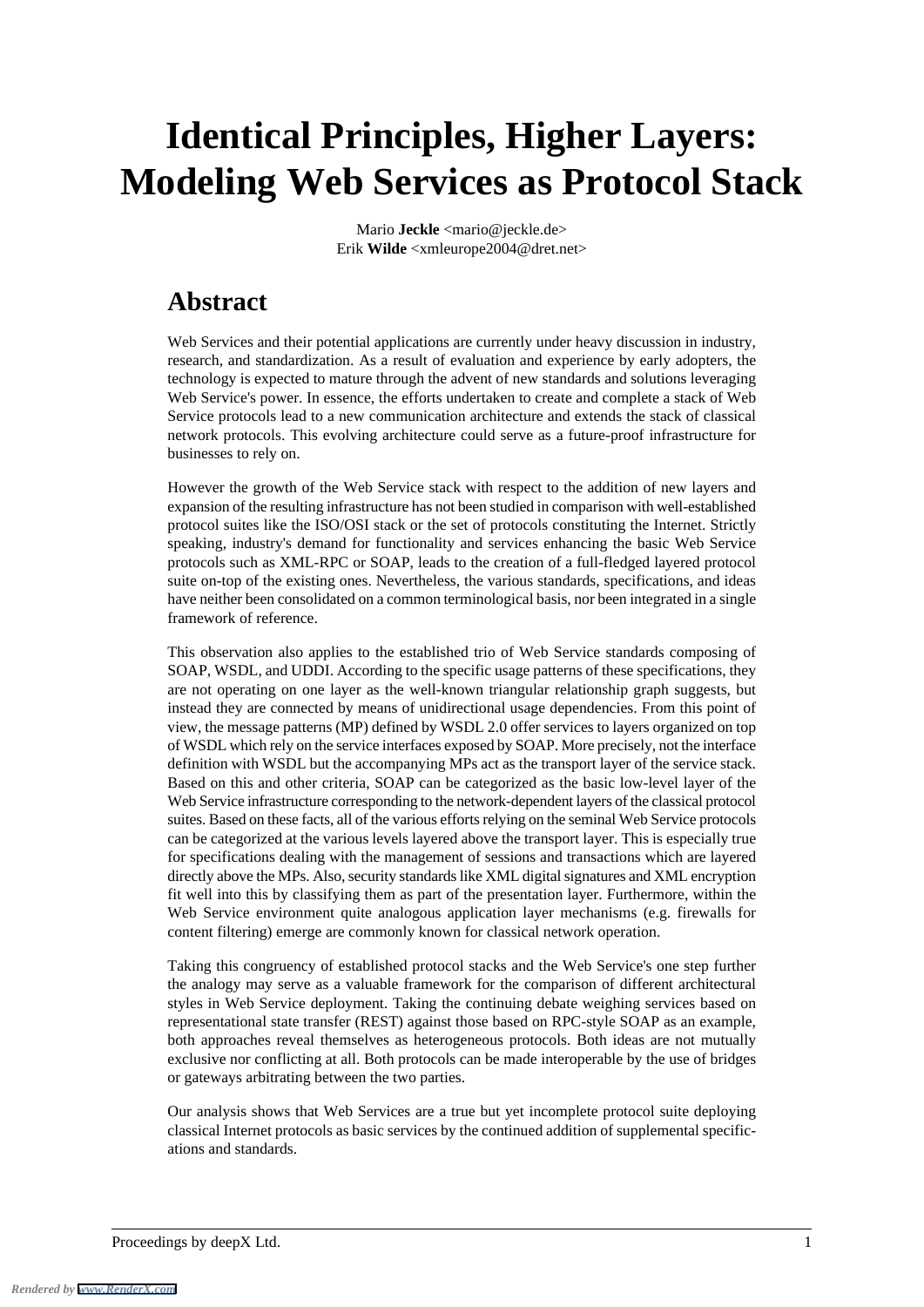# Identical Principles, Higher Layers: Modeling Web Services as Protocol Stack

Mario **Jeckle** <mario@jeckle.de>
Erik **Wilde** <xmleurope2004@dret.net>

## Abstract

Web Services and their potential applications are currently under heavy discussion in industry, research, and standardization. As a result of evaluation and experience by early adopters, the technology is expected to mature through the advent of new standards and solutions leveraging Web Service's power. In essence, the efforts undertaken to create and complete a stack of Web Service protocols lead to a new communication architecture and extends the stack of classical network protocols. This evolving architecture could serve as a future-proof infrastructure for businesses to rely on.

However the growth of the Web Service stack with respect to the addition of new layers and expansion of the resulting infrastructure has not been studied in comparison with well-established protocol suites like the ISO/OSI stack or the set of protocols constituting the Internet. Strictly speaking, industry's demand for functionality and services enhancing the basic Web Service protocols such as XML-RPC or SOAP, leads to the creation of a full-fledged layered protocol suite on-top of the existing ones. Nevertheless, the various standards, specifications, and ideas have neither been consolidated on a common terminological basis, nor been integrated in a single framework of reference.

This observation also applies to the established trio of Web Service standards composing of SOAP, WSDL, and UDDI. According to the specific usage patterns of these specifications, they are not operating on one layer as the well-known triangular relationship graph suggests, but instead they are connected by means of unidirectional usage dependencies. From this point of view, the message patterns (MP) defined by WSDL 2.0 offer services to layers organized on top of WSDL which rely on the service interfaces exposed by SOAP. More precisely, not the interface definition with WSDL but the accompanying MPs act as the transport layer of the service stack. Based on this and other criteria, SOAP can be categorized as the basic low-level layer of the Web Service infrastructure corresponding to the network-dependent layers of the classical protocol suites. Based on these facts, all of the various efforts relying on the seminal Web Service protocols can be categorized at the various levels layered above the transport layer. This is especially true for specifications dealing with the management of sessions and transactions which are layered directly above the MPs. Also, security standards like XML digital signatures and XML encryption fit well into this by classifying them as part of the presentation layer. Furthermore, within the Web Service environment quite analogous application layer mechanisms (e.g. firewalls for content filtering) emerge are commonly known for classical network operation.

Taking this congruency of established protocol stacks and the Web Service's one step further the analogy may serve as a valuable framework for the comparison of different architectural styles in Web Service deployment. Taking the continuing debate weighing services based on representational state transfer (REST) against those based on RPC-style SOAP as an example, both approaches reveal themselves as heterogeneous protocols. Both ideas are not mutually exclusive nor conflicting at all. Both protocols can be made interoperable by the use of bridges or gateways arbitrating between the two parties.

Our analysis shows that Web Services are a true but yet incomplete protocol suite deploying classical Internet protocols as basic services by the continued addition of supplemental specifications and standards.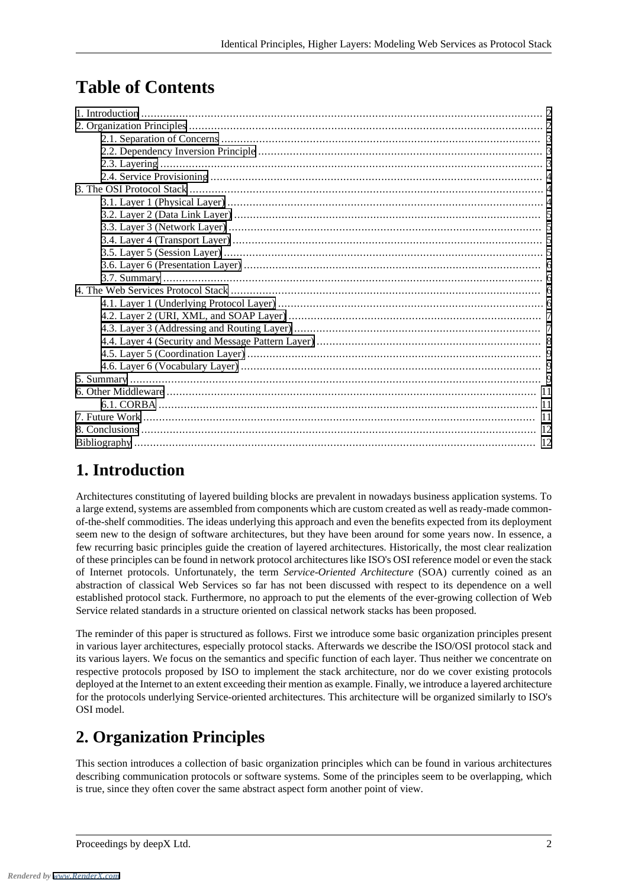# Table of Contents

- 1. Introduction ..... 2
- 2. Organization Principles ..... 2
  - 2.1. Separation of Concerns ..... 3
  - 2.2. Dependency Inversion Principle ..... 3
  - 2.3. Layering ..... 3
  - 2.4. Service Provisioning ..... 4
- 3. The OSI Protocol Stack ..... 4
  - 3.1. Layer 1 (Physical Layer) ..... 4
  - 3.2. Layer 2 (Data Link Layer) ..... 5
  - 3.3. Layer 3 (Network Layer) ..... 5
  - 3.4. Layer 4 (Transport Layer) ..... 5
  - 3.5. Layer 5 (Session Layer) ..... 5
  - 3.6. Layer 6 (Presentation Layer) ..... 6
  - 3.7. Summary ..... 6
- 4. The Web Services Protocol Stack ..... 6
  - 4.1. Layer 1 (Underlying Protocol Layer) ..... 6
  - 4.2. Layer 2 (URI, XML, and SOAP Layer) ..... 7
  - 4.3. Layer 3 (Addressing and Routing Layer) ..... 7
  - 4.4. Layer 4 (Security and Message Pattern Layer) ..... 8
  - 4.5. Layer 5 (Coordination Layer) ..... 9
  - 4.6. Layer 6 (Vocabulary Layer) ..... 9
- 5. Summary ..... 9
- 6. Other Middleware ..... 11
  - 6.1. CORBA ..... 11
- 7. Future Work ..... 11
- 8. Conclusions ..... 12
- Bibliography ..... 12

# 1. Introduction

Architectures constituting of layered building blocks are prevalent in nowadays business application systems. To a large extend, systems are assembled from components which are custom created as well as ready-made common-of-the-shelf commodities. The ideas underlying this approach and even the benefits expected from its deployment seem new to the design of software architectures, but they have been around for some years now. In essence, a few recurring basic principles guide the creation of layered architectures. Historically, the most clear realization of these principles can be found in network protocol architectures like ISO's OSI reference model or even the stack of Internet protocols. Unfortunately, the term *Service-Oriented Architecture* (SOA) currently coined as an abstraction of classical Web Services so far has not been discussed with respect to its dependence on a well established protocol stack. Furthermore, no approach to put the elements of the ever-growing collection of Web Service related standards in a structure oriented on classical network stacks has been proposed.

The reminder of this paper is structured as follows. First we introduce some basic organization principles present in various layer architectures, especially protocol stacks. Afterwards we describe the ISO/OSI protocol stack and its various layers. We focus on the semantics and specific function of each layer. Thus neither we concentrate on respective protocols proposed by ISO to implement the stack architecture, nor do we cover existing protocols deployed at the Internet to an extent exceeding their mention as example. Finally, we introduce a layered architecture for the protocols underlying Service-oriented architectures. This architecture will be organized similarly to ISO's OSI model.

# 2. Organization Principles

This section introduces a collection of basic organization principles which can be found in various architectures describing communication protocols or software systems. Some of the principles seem to be overlapping, which is true, since they often cover the same abstract aspect form another point of view.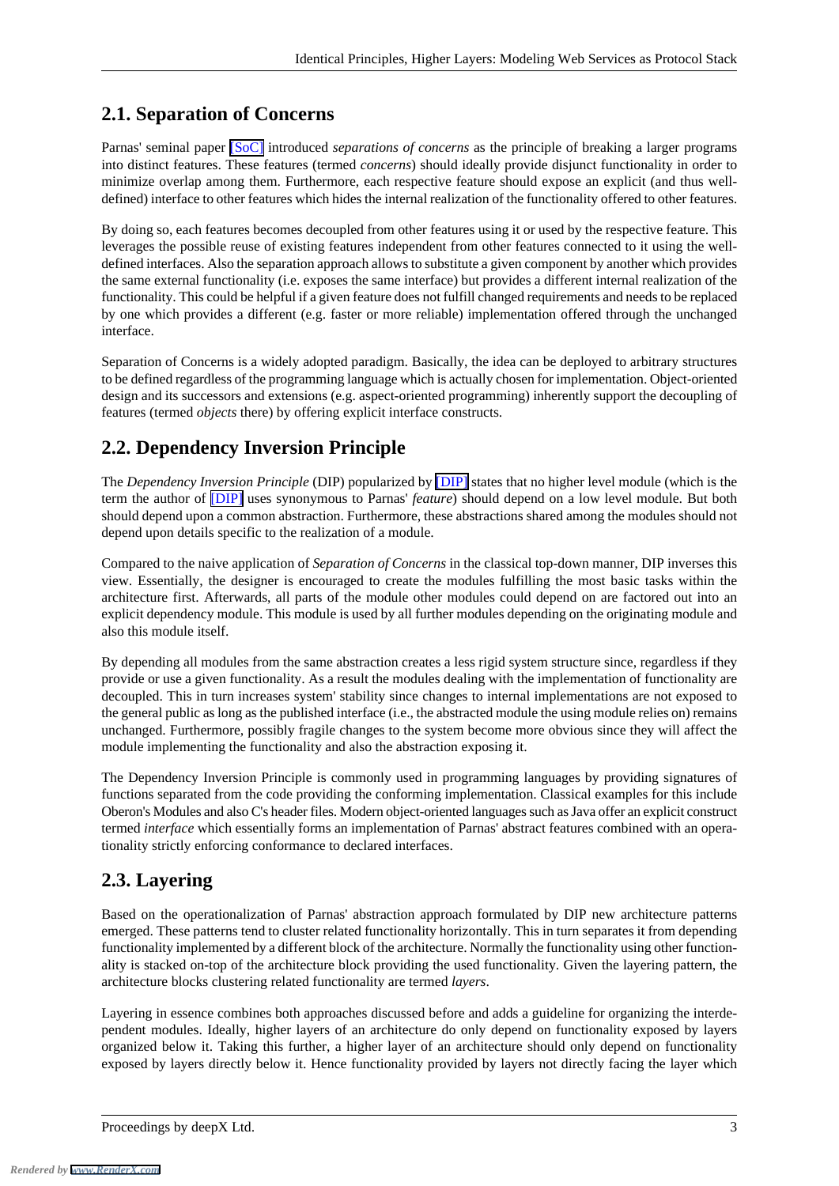## 2.1. Separation of Concerns

Parnas' seminal paper [SoC] introduced *separations of concerns* as the principle of breaking a larger programs into distinct features. These features (termed *concerns*) should ideally provide disjunct functionality in order to minimize overlap among them. Furthermore, each respective feature should expose an explicit (and thus well-defined) interface to other features which hides the internal realization of the functionality offered to other features.

By doing so, each features becomes decoupled from other features using it or used by the respective feature. This leverages the possible reuse of existing features independent from other features connected to it using the well-defined interfaces. Also the separation approach allows to substitute a given component by another which provides the same external functionality (i.e. exposes the same interface) but provides a different internal realization of the functionality. This could be helpful if a given feature does not fulfill changed requirements and needs to be replaced by one which provides a different (e.g. faster or more reliable) implementation offered through the unchanged interface.

Separation of Concerns is a widely adopted paradigm. Basically, the idea can be deployed to arbitrary structures to be defined regardless of the programming language which is actually chosen for implementation. Object-oriented design and its successors and extensions (e.g. aspect-oriented programming) inherently support the decoupling of features (termed *objects* there) by offering explicit interface constructs.

## 2.2. Dependency Inversion Principle

The *Dependency Inversion Principle* (DIP) popularized by [DIP] states that no higher level module (which is the term the author of [DIP] uses synonymous to Parnas' *feature*) should depend on a low level module. But both should depend upon a common abstraction. Furthermore, these abstractions shared among the modules should not depend upon details specific to the realization of a module.

Compared to the naive application of *Separation of Concerns* in the classical top-down manner, DIP inverses this view. Essentially, the designer is encouraged to create the modules fulfilling the most basic tasks within the architecture first. Afterwards, all parts of the module other modules could depend on are factored out into an explicit dependency module. This module is used by all further modules depending on the originating module and also this module itself.

By depending all modules from the same abstraction creates a less rigid system structure since, regardless if they provide or use a given functionality. As a result the modules dealing with the implementation of functionality are decoupled. This in turn increases system' stability since changes to internal implementations are not exposed to the general public as long as the published interface (i.e., the abstracted module the using module relies on) remains unchanged. Furthermore, possibly fragile changes to the system become more obvious since they will affect the module implementing the functionality and also the abstraction exposing it.

The Dependency Inversion Principle is commonly used in programming languages by providing signatures of functions separated from the code providing the conforming implementation. Classical examples for this include Oberon's Modules and also C's header files. Modern object-oriented languages such as Java offer an explicit construct termed *interface* which essentially forms an implementation of Parnas' abstract features combined with an operationality strictly enforcing conformance to declared interfaces.

## 2.3. Layering

Based on the operationalization of Parnas' abstraction approach formulated by DIP new architecture patterns emerged. These patterns tend to cluster related functionality horizontally. This in turn separates it from depending functionality implemented by a different block of the architecture. Normally the functionality using other functionality is stacked on-top of the architecture block providing the used functionality. Given the layering pattern, the architecture blocks clustering related functionality are termed *layers*.

Layering in essence combines both approaches discussed before and adds a guideline for organizing the interdependent modules. Ideally, higher layers of an architecture do only depend on functionality exposed by layers organized below it. Taking this further, a higher layer of an architecture should only depend on functionality exposed by layers directly below it. Hence functionality provided by layers not directly facing the layer which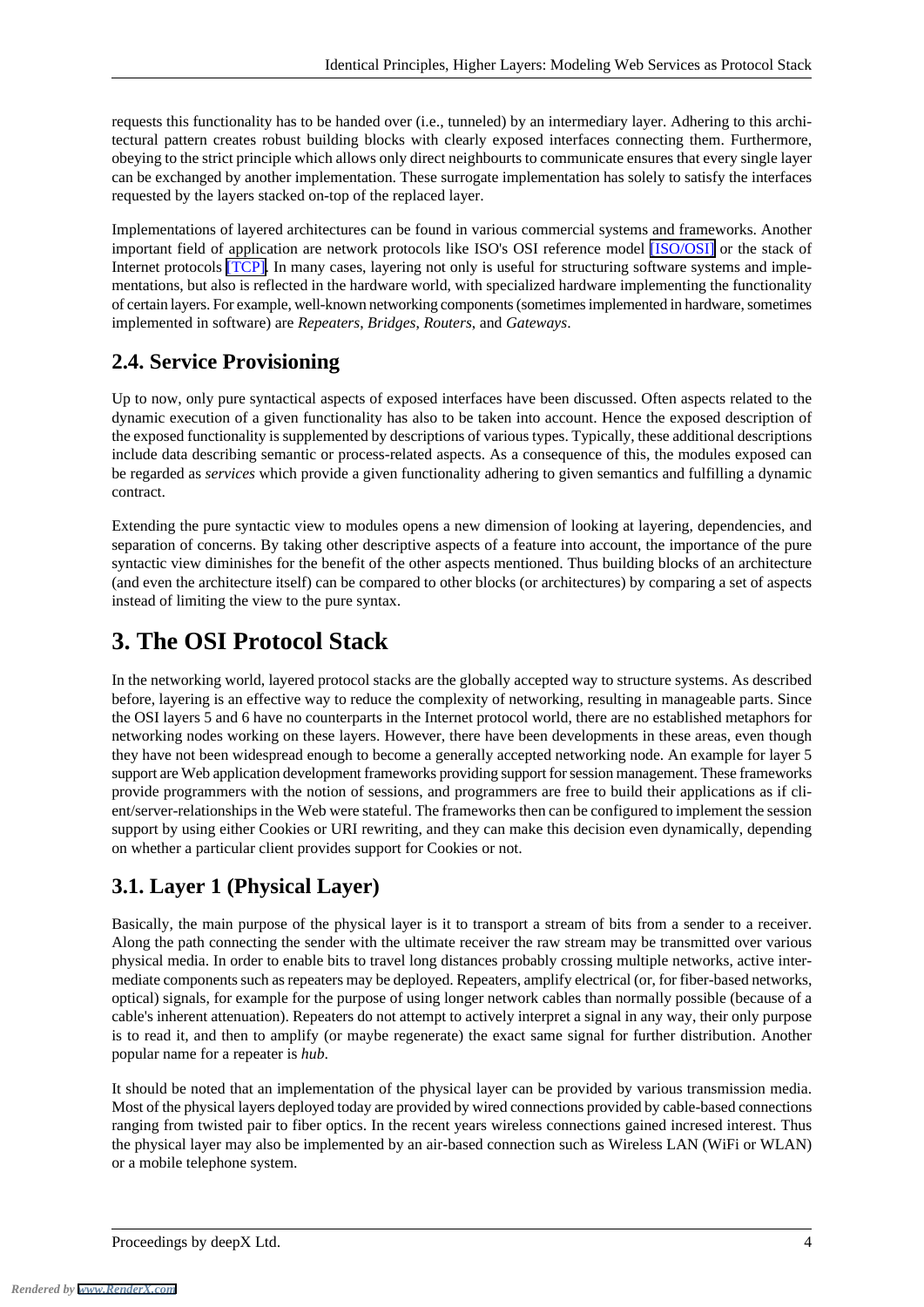requests this functionality has to be handed over (i.e., tunneled) by an intermediary layer. Adhering to this architectural pattern creates robust building blocks with clearly exposed interfaces connecting them. Furthermore, obeying to the strict principle which allows only direct neighbourts to communicate ensures that every single layer can be exchanged by another implementation. These surrogate implementation has solely to satisfy the interfaces requested by the layers stacked on-top of the replaced layer.

Implementations of layered architectures can be found in various commercial systems and frameworks. Another important field of application are network protocols like ISO's OSI reference model [ISO/OSI] or the stack of Internet protocols [TCP]. In many cases, layering not only is useful for structuring software systems and implementations, but also is reflected in the hardware world, with specialized hardware implementing the functionality of certain layers. For example, well-known networking components (sometimes implemented in hardware, sometimes implemented in software) are *Repeaters*, *Bridges*, *Routers*, and *Gateways*.

## 2.4. Service Provisioning

Up to now, only pure syntactical aspects of exposed interfaces have been discussed. Often aspects related to the dynamic execution of a given functionality has also to be taken into account. Hence the exposed description of the exposed functionality is supplemented by descriptions of various types. Typically, these additional descriptions include data describing semantic or process-related aspects. As a consequence of this, the modules exposed can be regarded as *services* which provide a given functionality adhering to given semantics and fulfilling a dynamic contract.

Extending the pure syntactic view to modules opens a new dimension of looking at layering, dependencies, and separation of concerns. By taking other descriptive aspects of a feature into account, the importance of the pure syntactic view diminishes for the benefit of the other aspects mentioned. Thus building blocks of an architecture (and even the architecture itself) can be compared to other blocks (or architectures) by comparing a set of aspects instead of limiting the view to the pure syntax.

# 3. The OSI Protocol Stack

In the networking world, layered protocol stacks are the globally accepted way to structure systems. As described before, layering is an effective way to reduce the complexity of networking, resulting in manageable parts. Since the OSI layers 5 and 6 have no counterparts in the Internet protocol world, there are no established metaphors for networking nodes working on these layers. However, there have been developments in these areas, even though they have not been widespread enough to become a generally accepted networking node. An example for layer 5 support are Web application development frameworks providing support for session management. These frameworks provide programmers with the notion of sessions, and programmers are free to build their applications as if client/server-relationships in the Web were stateful. The frameworks then can be configured to implement the session support by using either Cookies or URI rewriting, and they can make this decision even dynamically, depending on whether a particular client provides support for Cookies or not.

## 3.1. Layer 1 (Physical Layer)

Basically, the main purpose of the physical layer is it to transport a stream of bits from a sender to a receiver. Along the path connecting the sender with the ultimate receiver the raw stream may be transmitted over various physical media. In order to enable bits to travel long distances probably crossing multiple networks, active intermediate components such as repeaters may be deployed. Repeaters, amplify electrical (or, for fiber-based networks, optical) signals, for example for the purpose of using longer network cables than normally possible (because of a cable's inherent attenuation). Repeaters do not attempt to actively interpret a signal in any way, their only purpose is to read it, and then to amplify (or maybe regenerate) the exact same signal for further distribution. Another popular name for a repeater is *hub*.

It should be noted that an implementation of the physical layer can be provided by various transmission media. Most of the physical layers deployed today are provided by wired connections provided by cable-based connections ranging from twisted pair to fiber optics. In the recent years wireless connections gained incresed interest. Thus the physical layer may also be implemented by an air-based connection such as Wireless LAN (WiFi or WLAN) or a mobile telephone system.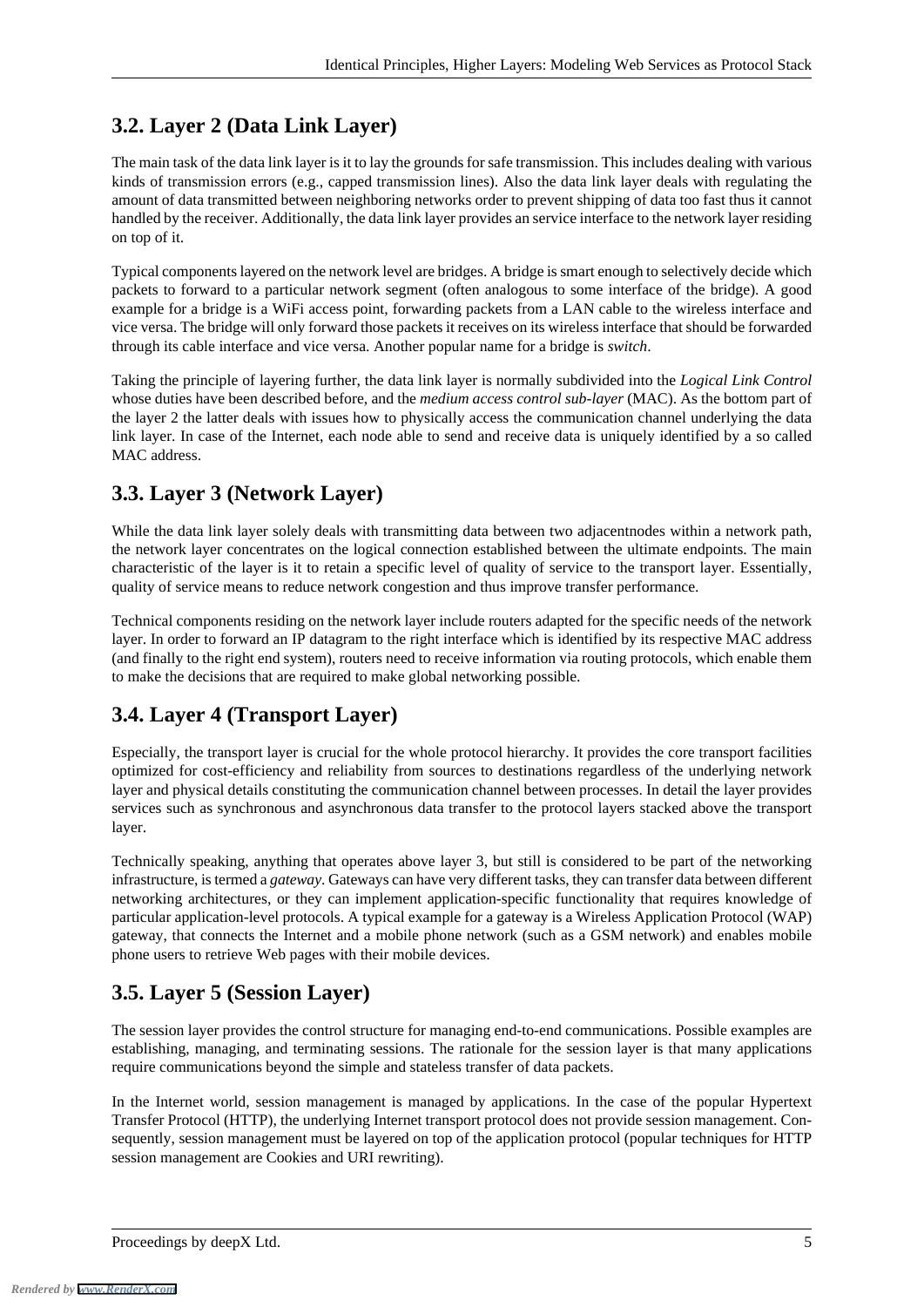## 3.2. Layer 2 (Data Link Layer)

The main task of the data link layer is it to lay the grounds for safe transmission. This includes dealing with various kinds of transmission errors (e.g., capped transmission lines). Also the data link layer deals with regulating the amount of data transmitted between neighboring networks order to prevent shipping of data too fast thus it cannot handled by the receiver. Additionally, the data link layer provides an service interface to the network layer residing on top of it.

Typical components layered on the network level are bridges. A bridge is smart enough to selectively decide which packets to forward to a particular network segment (often analogous to some interface of the bridge). A good example for a bridge is a WiFi access point, forwarding packets from a LAN cable to the wireless interface and vice versa. The bridge will only forward those packets it receives on its wireless interface that should be forwarded through its cable interface and vice versa. Another popular name for a bridge is *switch*.

Taking the principle of layering further, the data link layer is normally subdivided into the *Logical Link Control* whose duties have been described before, and the *medium access control sub-layer* (MAC). As the bottom part of the layer 2 the latter deals with issues how to physically access the communication channel underlying the data link layer. In case of the Internet, each node able to send and receive data is uniquely identified by a so called MAC address.

## 3.3. Layer 3 (Network Layer)

While the data link layer solely deals with transmitting data between two adjacentnodes within a network path, the network layer concentrates on the logical connection established between the ultimate endpoints. The main characteristic of the layer is it to retain a specific level of quality of service to the transport layer. Essentially, quality of service means to reduce network congestion and thus improve transfer performance.

Technical components residing on the network layer include routers adapted for the specific needs of the network layer. In order to forward an IP datagram to the right interface which is identified by its respective MAC address (and finally to the right end system), routers need to receive information via routing protocols, which enable them to make the decisions that are required to make global networking possible.

## 3.4. Layer 4 (Transport Layer)

Especially, the transport layer is crucial for the whole protocol hierarchy. It provides the core transport facilities optimized for cost-efficiency and reliability from sources to destinations regardless of the underlying network layer and physical details constituting the communication channel between processes. In detail the layer provides services such as synchronous and asynchronous data transfer to the protocol layers stacked above the transport layer.

Technically speaking, anything that operates above layer 3, but still is considered to be part of the networking infrastructure, is termed a *gateway*. Gateways can have very different tasks, they can transfer data between different networking architectures, or they can implement application-specific functionality that requires knowledge of particular application-level protocols. A typical example for a gateway is a Wireless Application Protocol (WAP) gateway, that connects the Internet and a mobile phone network (such as a GSM network) and enables mobile phone users to retrieve Web pages with their mobile devices.

## 3.5. Layer 5 (Session Layer)

The session layer provides the control structure for managing end-to-end communications. Possible examples are establishing, managing, and terminating sessions. The rationale for the session layer is that many applications require communications beyond the simple and stateless transfer of data packets.

In the Internet world, session management is managed by applications. In the case of the popular Hypertext Transfer Protocol (HTTP), the underlying Internet transport protocol does not provide session management. Consequently, session management must be layered on top of the application protocol (popular techniques for HTTP session management are Cookies and URI rewriting).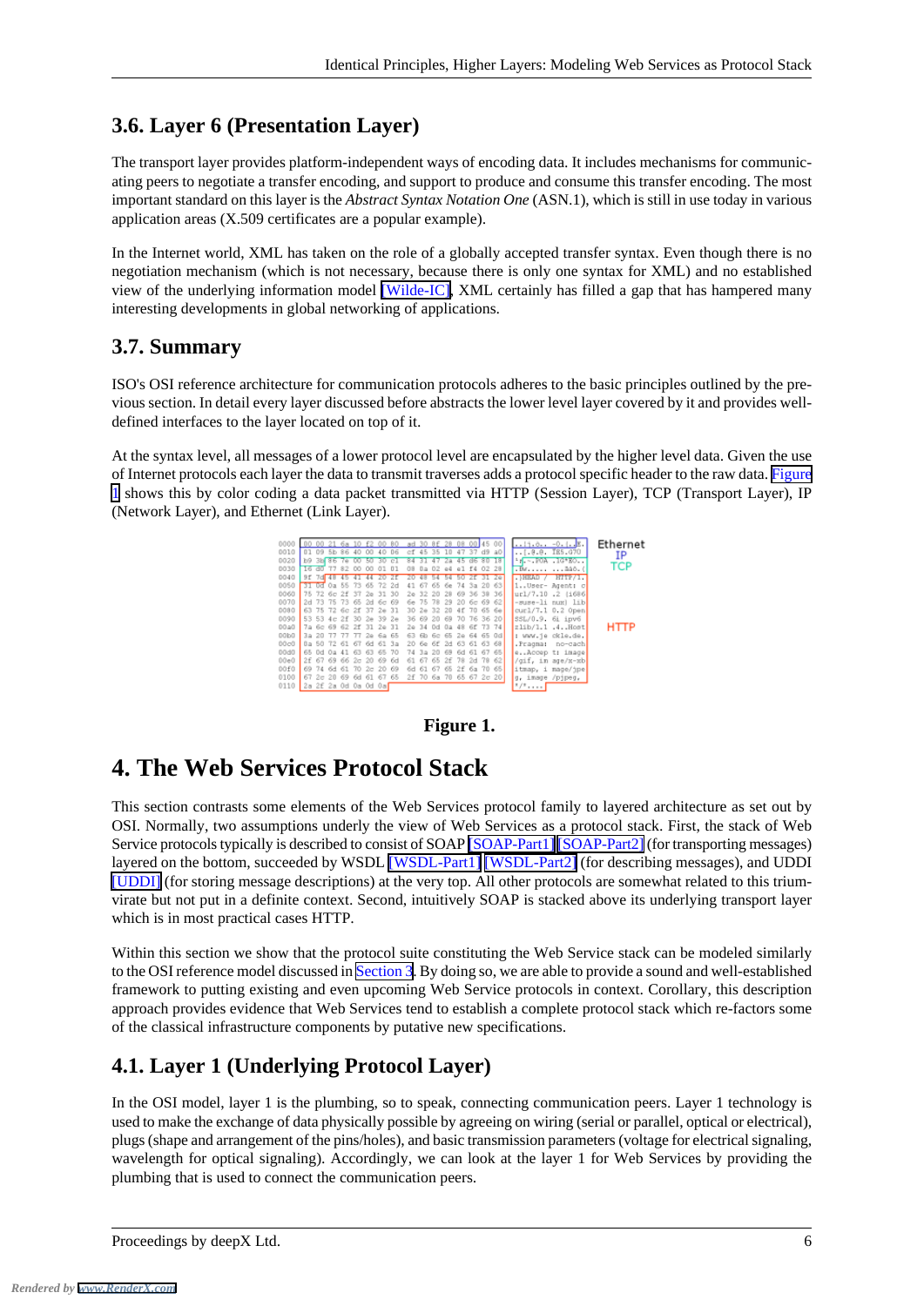## 3.6. Layer 6 (Presentation Layer)

The transport layer provides platform-independent ways of encoding data. It includes mechanisms for communicating peers to negotiate a transfer encoding, and support to produce and consume this transfer encoding. The most important standard on this layer is the *Abstract Syntax Notation One* (ASN.1), which is still in use today in various application areas (X.509 certificates are a popular example).

In the Internet world, XML has taken on the role of a globally accepted transfer syntax. Even though there is no negotiation mechanism (which is not necessary, because there is only one syntax for XML) and no established view of the underlying information model [Wilde-IC], XML certainly has filled a gap that has hampered many interesting developments in global networking of applications.

## 3.7. Summary

ISO's OSI reference architecture for communication protocols adheres to the basic principles outlined by the previous section. In detail every layer discussed before abstracts the lower level layer covered by it and provides well-defined interfaces to the layer located on top of it.

At the syntax level, all messages of a lower protocol level are encapsulated by the higher level data. Given the use of Internet protocols each layer the data to transmit traverses adds a protocol specific header to the raw data. Figure 1 shows this by color coding a data packet transmitted via HTTP (Session Layer), TCP (Transport Layer), IP (Network Layer), and Ethernet (Link Layer).

**Figure 1.**

# 4. The Web Services Protocol Stack

This section contrasts some elements of the Web Services protocol family to layered architecture as set out by OSI. Normally, two assumptions underly the view of Web Services as a protocol stack. First, the stack of Web Service protocols typically is described to consist of SOAP [SOAP-Part1] [SOAP-Part2] (for transporting messages) layered on the bottom, succeeded by WSDL [WSDL-Part1] [WSDL-Part2] (for describing messages), and UDDI [UDDI] (for storing message descriptions) at the very top. All other protocols are somewhat related to this triumvirate but not put in a definite context. Second, intuitively SOAP is stacked above its underlying transport layer which is in most practical cases HTTP.

Within this section we show that the protocol suite constituting the Web Service stack can be modeled similarly to the OSI reference model discussed in Section 3. By doing so, we are able to provide a sound and well-established framework to putting existing and even upcoming Web Service protocols in context. Corollary, this description approach provides evidence that Web Services tend to establish a complete protocol stack which re-factors some of the classical infrastructure components by putative new specifications.

## 4.1. Layer 1 (Underlying Protocol Layer)

In the OSI model, layer 1 is the plumbing, so to speak, connecting communication peers. Layer 1 technology is used to make the exchange of data physically possible by agreeing on wiring (serial or parallel, optical or electrical), plugs (shape and arrangement of the pins/holes), and basic transmission parameters (voltage for electrical signaling, wavelength for optical signaling). Accordingly, we can look at the layer 1 for Web Services by providing the plumbing that is used to connect the communication peers.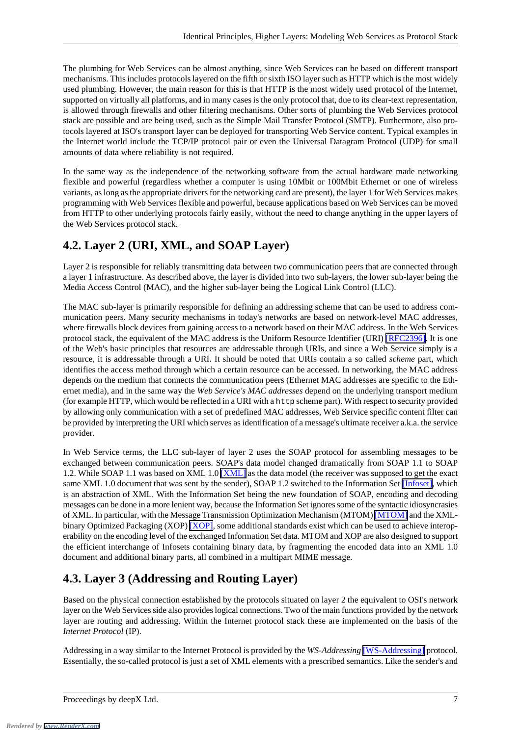The plumbing for Web Services can be almost anything, since Web Services can be based on different transport mechanisms. This includes protocols layered on the fifth or sixth ISO layer such as HTTP which is the most widely used plumbing. However, the main reason for this is that HTTP is the most widely used protocol of the Internet, supported on virtually all platforms, and in many cases is the only protocol that, due to its clear-text representation, is allowed through firewalls and other filtering mechanisms. Other sorts of plumbing the Web Services protocol stack are possible and are being used, such as the Simple Mail Transfer Protocol (SMTP). Furthermore, also protocols layered at ISO's transport layer can be deployed for transporting Web Service content. Typical examples in the Internet world include the TCP/IP protocol pair or even the Universal Datagram Protocol (UDP) for small amounts of data where reliability is not required.

In the same way as the independence of the networking software from the actual hardware made networking flexible and powerful (regardless whether a computer is using 10Mbit or 100Mbit Ethernet or one of wireless variants, as long as the appropriate drivers for the networking card are present), the layer 1 for Web Services makes programming with Web Services flexible and powerful, because applications based on Web Services can be moved from HTTP to other underlying protocols fairly easily, without the need to change anything in the upper layers of the Web Services protocol stack.

## 4.2. Layer 2 (URI, XML, and SOAP Layer)

Layer 2 is responsible for reliably transmitting data between two communication peers that are connected through a layer 1 infrastructure. As described above, the layer is divided into two sub-layers, the lower sub-layer being the Media Access Control (MAC), and the higher sub-layer being the Logical Link Control (LLC).

The MAC sub-layer is primarily responsible for defining an addressing scheme that can be used to address communication peers. Many security mechanisms in today's networks are based on network-level MAC addresses, where firewalls block devices from gaining access to a network based on their MAC address. In the Web Services protocol stack, the equivalent of the MAC address is the Uniform Resource Identifier (URI) [RFC2396]. It is one of the Web's basic principles that resources are addressable through URIs, and since a Web Service simply is a resource, it is addressable through a URI. It should be noted that URIs contain a so called *scheme* part, which identifies the access method through which a certain resource can be accessed. In networking, the MAC address depends on the medium that connects the communication peers (Ethernet MAC addresses are specific to the Ethernet media), and in the same way the *Web Service's MAC addresses* depend on the underlying transport medium (for example HTTP, which would be reflected in a URI with a `http` scheme part). With respect to security provided by allowing only communication with a set of predefined MAC addresses, Web Service specific content filter can be provided by interpreting the URI which serves as identification of a message's ultimate receiver a.k.a. the service provider.

In Web Service terms, the LLC sub-layer of layer 2 uses the SOAP protocol for assembling messages to be exchanged between communication peers. SOAP's data model changed dramatically from SOAP 1.1 to SOAP 1.2. While SOAP 1.1 was based on XML 1.0 [XML] as the data model (the receiver was supposed to get the exact same XML 1.0 document that was sent by the sender), SOAP 1.2 switched to the Information Set [Infoset], which is an abstraction of XML. With the Information Set being the new foundation of SOAP, encoding and decoding messages can be done in a more lenient way, because the Information Set ignores some of the syntactic idiosyncrasies of XML. In particular, with the Message Transmission Optimization Mechanism (MTOM) [MTOM] and the XML-binary Optimized Packaging (XOP) [XOP], some additional standards exist which can be used to achieve interoperability on the encoding level of the exchanged Information Set data. MTOM and XOP are also designed to support the efficient interchange of Infosets containing binary data, by fragmenting the encoded data into an XML 1.0 document and additional binary parts, all combined in a multipart MIME message.

## 4.3. Layer 3 (Addressing and Routing Layer)

Based on the physical connection established by the protocols situated on layer 2 the equivalent to OSI's network layer on the Web Services side also provides logical connections. Two of the main functions provided by the network layer are routing and addressing. Within the Internet protocol stack these are implemented on the basis of the *Internet Protocol* (IP).

Addressing in a way similar to the Internet Protocol is provided by the *WS-Addressing* [WS-Addressing] protocol. Essentially, the so-called protocol is just a set of XML elements with a prescribed semantics. Like the sender's and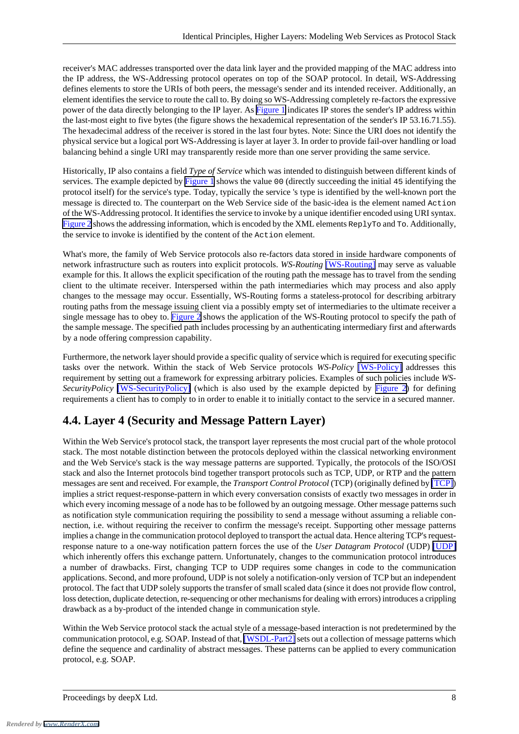receiver's MAC addresses transported over the data link layer and the provided mapping of the MAC address into the IP address, the WS-Addressing protocol operates on top of the SOAP protocol. In detail, WS-Addressing defines elements to store the URIs of both peers, the message's sender and its intended receiver. Additionally, an element identifies the service to route the call to. By doing so WS-Addressing completely re-factors the expressive power of the data directly belonging to the IP layer. As Figure 1 indicates IP stores the sender's IP address within the last-most eight to five bytes (the figure shows the hexademical representation of the sender's IP 53.16.71.55). The hexadecimal address of the receiver is stored in the last four bytes. Note: Since the URI does not identify the physical service but a logical port WS-Addressing is layer at layer 3. In order to provide fail-over handling or load balancing behind a single URI may transparently reside more than one server providing the same service.

Historically, IP also contains a field *Type of Service* which was intended to distinguish between different kinds of services. The example depicted by Figure 1 shows the value `00` (directly succeeding the initial `45` identifying the protocol itself) for the service's type. Today, typically the service 's type is identified by the well-known port the message is directed to. The counterpart on the Web Service side of the basic-idea is the element named `Action` of the WS-Addressing protocol. It identifies the service to invoke by a unique identifier encoded using URI syntax. Figure 2 shows the addressing information, which is encoded by the XML elements `ReplyTo` and `To`. Additionally, the service to invoke is identified by the content of the `Action` element.

What's more, the family of Web Service protocols also re-factors data stored in inside hardware components of network infrastructure such as routers into explicit protocols. *WS-Routing* [WS-Routing] may serve as valuable example for this. It allows the explicit specification of the routing path the message has to travel from the sending client to the ultimate receiver. Interspersed within the path intermediaries which may process and also apply changes to the message may occur. Essentially, WS-Routing forms a stateless-protocol for describing arbitrary routing paths from the message issuing client via a possibly empty set of intermediaries to the ultimate receiver a single message has to obey to. Figure 2 shows the application of the WS-Routing protocol to specify the path of the sample message. The specified path includes processing by an authenticating intermediary first and afterwards by a node offering compression capability.

Furthermore, the network layer should provide a specific quality of service which is required for executing specific tasks over the network. Within the stack of Web Service protocols *WS-Policy* [WS-Policy] addresses this requirement by setting out a framework for expressing arbitrary policies. Examples of such policies include *WS-SecurityPolicy* [WS-SecurityPolicy] (which is also used by the example depicted by Figure 2) for defining requirements a client has to comply to in order to enable it to initially contact to the service in a secured manner.

## 4.4. Layer 4 (Security and Message Pattern Layer)

Within the Web Service's protocol stack, the transport layer represents the most crucial part of the whole protocol stack. The most notable distinction between the protocols deployed within the classical networking environment and the Web Service's stack is the way message patterns are supported. Typically, the protocols of the ISO/OSI stack and also the Internet protocols bind together transport protocols such as TCP, UDP, or RTP and the pattern messages are sent and received. For example, the *Transport Control Protocol* (TCP) (originally defined by [TCP]) implies a strict request-response-pattern in which every conversation consists of exactly two messages in order in which every incoming message of a node has to be followed by an outgoing message. Other message patterns such as notification style communication requiring the possibility to send a message without assuming a reliable connection, i.e. without requiring the receiver to confirm the message's receipt. Supporting other message patterns implies a change in the communication protocol deployed to transport the actual data. Hence altering TCP's request-response nature to a one-way notification pattern forces the use of the *User Datagram Protocol* (UDP) [UDP] which inherently offers this exchange pattern. Unfortunately, changes to the communication protocol introduces a number of drawbacks. First, changing TCP to UDP requires some changes in code to the communication applications. Second, and more profound, UDP is not solely a notification-only version of TCP but an independent protocol. The fact that UDP solely supports the transfer of small scaled data (since it does not provide flow control, loss detection, duplicate detection, re-sequencing or other mechanisms for dealing with errors) introduces a crippling drawback as a by-product of the intended change in communication style.

Within the Web Service protocol stack the actual style of a message-based interaction is not predetermined by the communication protocol, e.g. SOAP. Instead of that, [WSDL-Part2] sets out a collection of message patterns which define the sequence and cardinality of abstract messages. These patterns can be applied to every communication protocol, e.g. SOAP.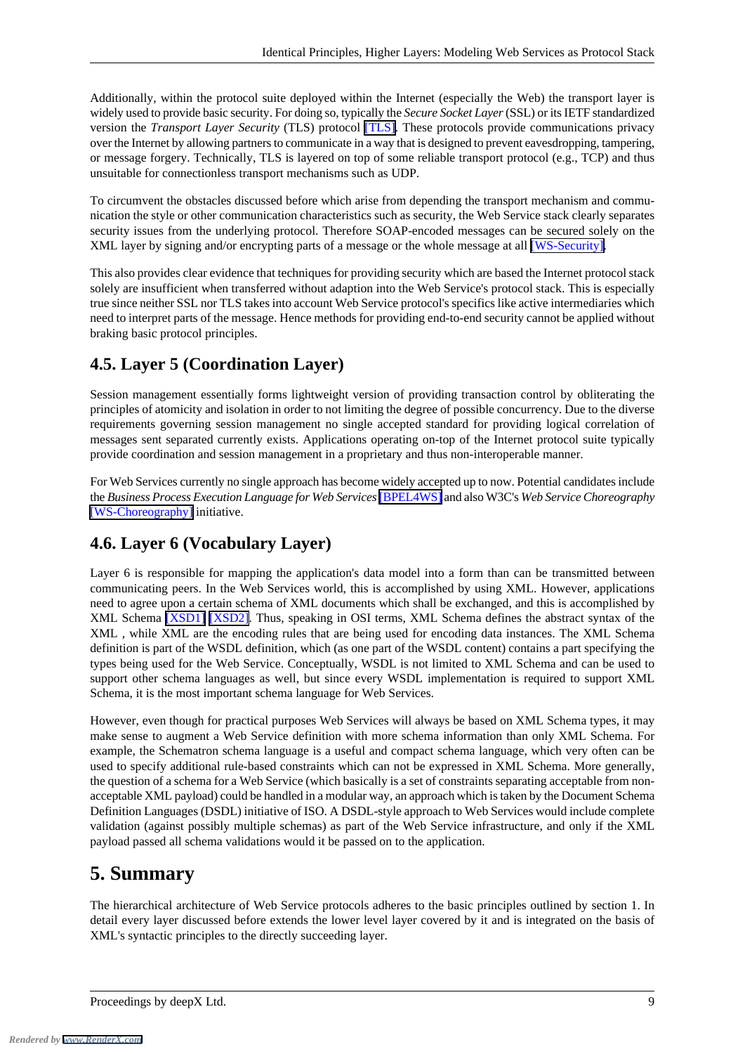Additionally, within the protocol suite deployed within the Internet (especially the Web) the transport layer is widely used to provide basic security. For doing so, typically the *Secure Socket Layer* (SSL) or its IETF standardized version the *Transport Layer Security* (TLS) protocol [TLS]. These protocols provide communications privacy over the Internet by allowing partners to communicate in a way that is designed to prevent eavesdropping, tampering, or message forgery. Technically, TLS is layered on top of some reliable transport protocol (e.g., TCP) and thus unsuitable for connectionless transport mechanisms such as UDP.

To circumvent the obstacles discussed before which arise from depending the transport mechanism and communication the style or other communication characteristics such as security, the Web Service stack clearly separates security issues from the underlying protocol. Therefore SOAP-encoded messages can be secured solely on the XML layer by signing and/or encrypting parts of a message or the whole message at all [WS-Security].

This also provides clear evidence that techniques for providing security which are based the Internet protocol stack solely are insufficient when transferred without adaption into the Web Service's protocol stack. This is especially true since neither SSL nor TLS takes into account Web Service protocol's specifics like active intermediaries which need to interpret parts of the message. Hence methods for providing end-to-end security cannot be applied without braking basic protocol principles.

## 4.5. Layer 5 (Coordination Layer)

Session management essentially forms lightweight version of providing transaction control by obliterating the principles of atomicity and isolation in order to not limiting the degree of possible concurrency. Due to the diverse requirements governing session management no single accepted standard for providing logical correlation of messages sent separated currently exists. Applications operating on-top of the Internet protocol suite typically provide coordination and session management in a proprietary and thus non-interoperable manner.

For Web Services currently no single approach has become widely accepted up to now. Potential candidates include the *Business Process Execution Language for Web Services* [BPEL4WS] and also W3C's *Web Service Choreography* [WS-Choreography] initiative.

## 4.6. Layer 6 (Vocabulary Layer)

Layer 6 is responsible for mapping the application's data model into a form than can be transmitted between communicating peers. In the Web Services world, this is accomplished by using XML. However, applications need to agree upon a certain schema of XML documents which shall be exchanged, and this is accomplished by XML Schema [XSD1] [XSD2]. Thus, speaking in OSI terms, XML Schema defines the abstract syntax of the XML , while XML are the encoding rules that are being used for encoding data instances. The XML Schema definition is part of the WSDL definition, which (as one part of the WSDL content) contains a part specifying the types being used for the Web Service. Conceptually, WSDL is not limited to XML Schema and can be used to support other schema languages as well, but since every WSDL implementation is required to support XML Schema, it is the most important schema language for Web Services.

However, even though for practical purposes Web Services will always be based on XML Schema types, it may make sense to augment a Web Service definition with more schema information than only XML Schema. For example, the Schematron schema language is a useful and compact schema language, which very often can be used to specify additional rule-based constraints which can not be expressed in XML Schema. More generally, the question of a schema for a Web Service (which basically is a set of constraints separating acceptable from non-acceptable XML payload) could be handled in a modular way, an approach which is taken by the Document Schema Definition Languages (DSDL) initiative of ISO. A DSDL-style approach to Web Services would include complete validation (against possibly multiple schemas) as part of the Web Service infrastructure, and only if the XML payload passed all schema validations would it be passed on to the application.

# 5. Summary

The hierarchical architecture of Web Service protocols adheres to the basic principles outlined by section 1. In detail every layer discussed before extends the lower level layer covered by it and is integrated on the basis of XML's syntactic principles to the directly succeeding layer.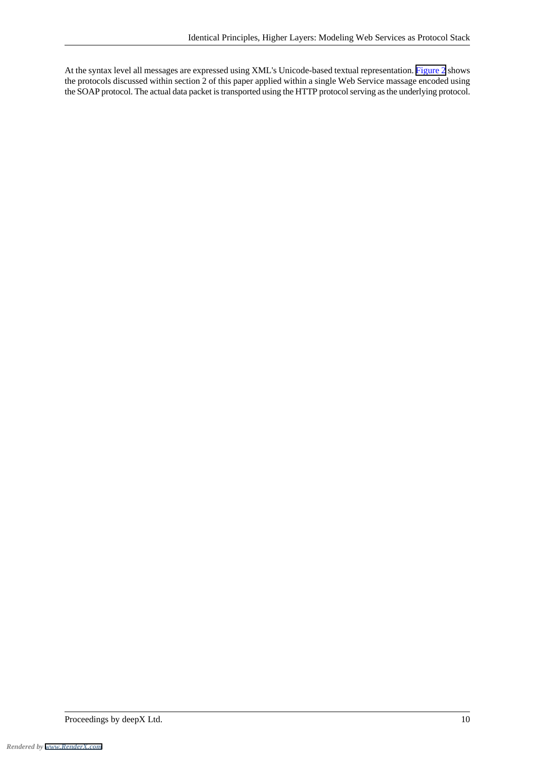At the syntax level all messages are expressed using XML's Unicode-based textual representation. Figure 2 shows the protocols discussed within section 2 of this paper applied within a single Web Service massage encoded using the SOAP protocol. The actual data packet is transported using the HTTP protocol serving as the underlying protocol.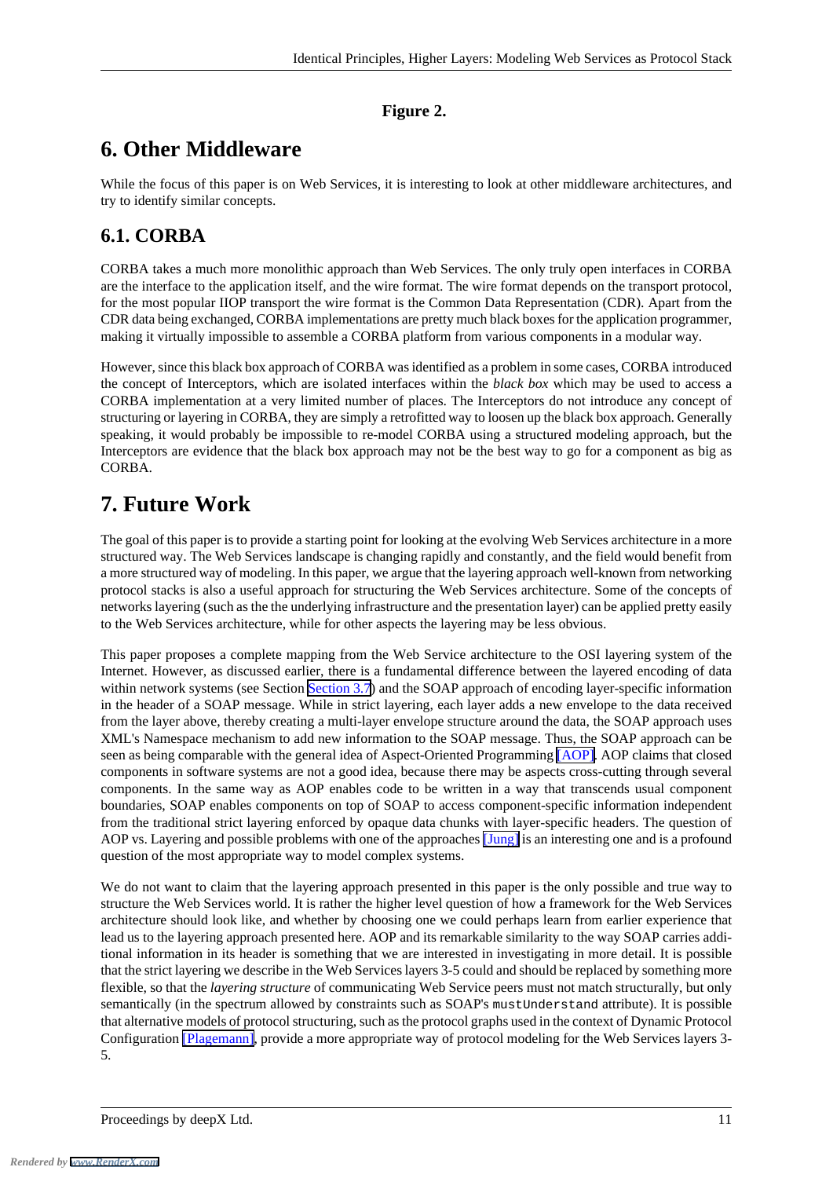**Figure 2.**

# 6. Other Middleware

While the focus of this paper is on Web Services, it is interesting to look at other middleware architectures, and try to identify similar concepts.

## 6.1. CORBA

CORBA takes a much more monolithic approach than Web Services. The only truly open interfaces in CORBA are the interface to the application itself, and the wire format. The wire format depends on the transport protocol, for the most popular IIOP transport the wire format is the Common Data Representation (CDR). Apart from the CDR data being exchanged, CORBA implementations are pretty much black boxes for the application programmer, making it virtually impossible to assemble a CORBA platform from various components in a modular way.

However, since this black box approach of CORBA was identified as a problem in some cases, CORBA introduced the concept of Interceptors, which are isolated interfaces within the *black box* which may be used to access a CORBA implementation at a very limited number of places. The Interceptors do not introduce any concept of structuring or layering in CORBA, they are simply a retrofitted way to loosen up the black box approach. Generally speaking, it would probably be impossible to re-model CORBA using a structured modeling approach, but the Interceptors are evidence that the black box approach may not be the best way to go for a component as big as CORBA.

# 7. Future Work

The goal of this paper is to provide a starting point for looking at the evolving Web Services architecture in a more structured way. The Web Services landscape is changing rapidly and constantly, and the field would benefit from a more structured way of modeling. In this paper, we argue that the layering approach well-known from networking protocol stacks is also a useful approach for structuring the Web Services architecture. Some of the concepts of networks layering (such as the the underlying infrastructure and the presentation layer) can be applied pretty easily to the Web Services architecture, while for other aspects the layering may be less obvious.

This paper proposes a complete mapping from the Web Service architecture to the OSI layering system of the Internet. However, as discussed earlier, there is a fundamental difference between the layered encoding of data within network systems (see Section [Section 3.7]) and the SOAP approach of encoding layer-specific information in the header of a SOAP message. While in strict layering, each layer adds a new envelope to the data received from the layer above, thereby creating a multi-layer envelope structure around the data, the SOAP approach uses XML's Namespace mechanism to add new information to the SOAP message. Thus, the SOAP approach can be seen as being comparable with the general idea of Aspect-Oriented Programming [AOP]. AOP claims that closed components in software systems are not a good idea, because there may be aspects cross-cutting through several components. In the same way as AOP enables code to be written in a way that transcends usual component boundaries, SOAP enables components on top of SOAP to access component-specific information independent from the traditional strict layering enforced by opaque data chunks with layer-specific headers. The question of AOP vs. Layering and possible problems with one of the approaches [Jung] is an interesting one and is a profound question of the most appropriate way to model complex systems.

We do not want to claim that the layering approach presented in this paper is the only possible and true way to structure the Web Services world. It is rather the higher level question of how a framework for the Web Services architecture should look like, and whether by choosing one we could perhaps learn from earlier experience that lead us to the layering approach presented here. AOP and its remarkable similarity to the way SOAP carries additional information in its header is something that we are interested in investigating in more detail. It is possible that the strict layering we describe in the Web Services layers 3-5 could and should be replaced by something more flexible, so that the *layering structure* of communicating Web Service peers must not match structurally, but only semantically (in the spectrum allowed by constraints such as SOAP's `mustUnderstand` attribute). It is possible that alternative models of protocol structuring, such as the protocol graphs used in the context of Dynamic Protocol Configuration [Plagemann], provide a more appropriate way of protocol modeling for the Web Services layers 3-5.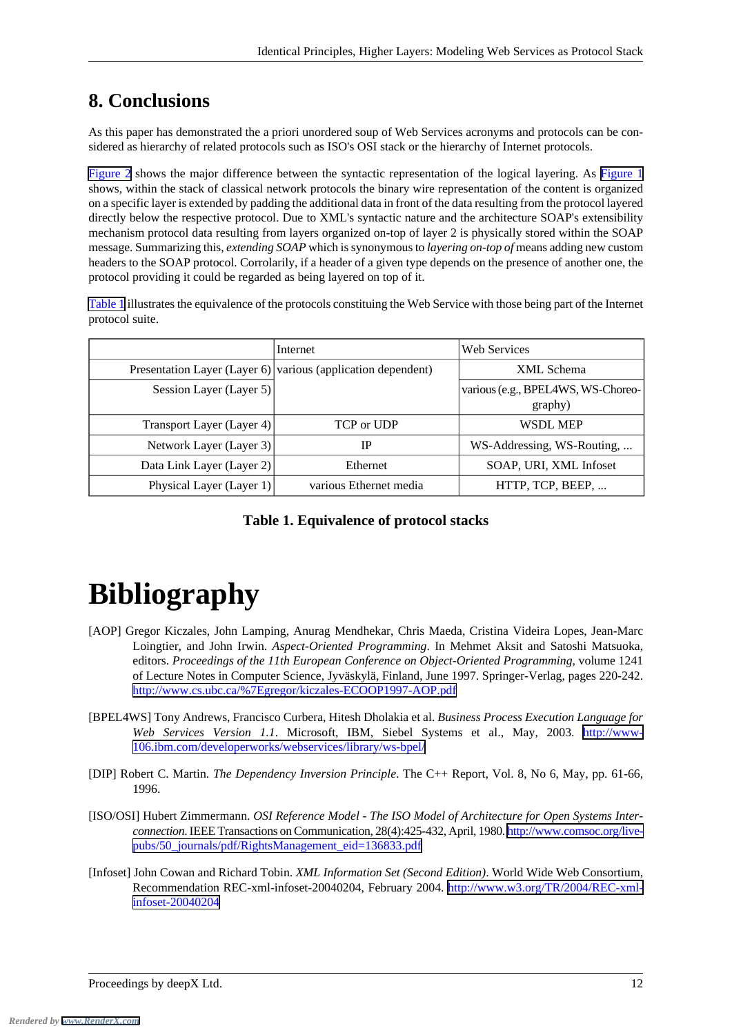## 8. Conclusions

As this paper has demonstrated the a priori unordered soup of Web Services acronyms and protocols can be considered as hierarchy of related protocols such as ISO's OSI stack or the hierarchy of Internet protocols.

Figure 2 shows the major difference between the syntactic representation of the logical layering. As Figure 1 shows, within the stack of classical network protocols the binary wire representation of the content is organized on a specific layer is extended by padding the additional data in front of the data resulting from the protocol layered directly below the respective protocol. Due to XML's syntactic nature and the architecture SOAP's extensibility mechanism protocol data resulting from layers organized on-top of layer 2 is physically stored within the SOAP message. Summarizing this, *extending SOAP* which is synonymous to *layering on-top of* means adding new custom headers to the SOAP protocol. Corrolarily, if a header of a given type depends on the presence of another one, the protocol providing it could be regarded as being layered on top of it.

Table 1 illustrates the equivalence of the protocols constituing the Web Service with those being part of the Internet protocol suite.

| | Internet | Web Services |
|---|---|---|
| Presentation Layer (Layer 6) | various (application dependent) | XML Schema |
| Session Layer (Layer 5) | | various (e.g., BPEL4WS, WS-Choreography) |
| Transport Layer (Layer 4) | TCP or UDP | WSDL MEP |
| Network Layer (Layer 3) | IP | WS-Addressing, WS-Routing, ... |
| Data Link Layer (Layer 2) | Ethernet | SOAP, URI, XML Infoset |
| Physical Layer (Layer 1) | various Ethernet media | HTTP, TCP, BEEP, ... |

**Table 1. Equivalence of protocol stacks**

# Bibliography

[AOP] Gregor Kiczales, John Lamping, Anurag Mendhekar, Chris Maeda, Cristina Videira Lopes, Jean-Marc Loingtier, and John Irwin. *Aspect-Oriented Programming*. In Mehmet Aksit and Satoshi Matsuoka, editors. *Proceedings of the 11th European Conference on Object-Oriented Programming*, volume 1241 of Lecture Notes in Computer Science, Jyväskylä, Finland, June 1997. Springer-Verlag, pages 220-242. http://www.cs.ubc.ca/%7Egregor/kiczales-ECOOP1997-AOP.pdf

[BPEL4WS] Tony Andrews, Francisco Curbera, Hitesh Dholakia et al. *Business Process Execution Language for Web Services Version 1.1*. Microsoft, IBM, Siebel Systems et al., May, 2003. http://www-106.ibm.com/developerworks/webservices/library/ws-bpel/

[DIP] Robert C. Martin. *The Dependency Inversion Principle*. The C++ Report, Vol. 8, No 6, May, pp. 61-66, 1996.

[ISO/OSI] Hubert Zimmermann. *OSI Reference Model - The ISO Model of Architecture for Open Systems Interconnection*. IEEE Transactions on Communication, 28(4):425-432, April, 1980. http://www.comsoc.org/livepubs/50_journals/pdf/RightsManagement_eid=136833.pdf

[Infoset] John Cowan and Richard Tobin. *XML Information Set (Second Edition)*. World Wide Web Consortium, Recommendation REC-xml-infoset-20040204, February 2004. http://www.w3.org/TR/2004/REC-xml-infoset-20040204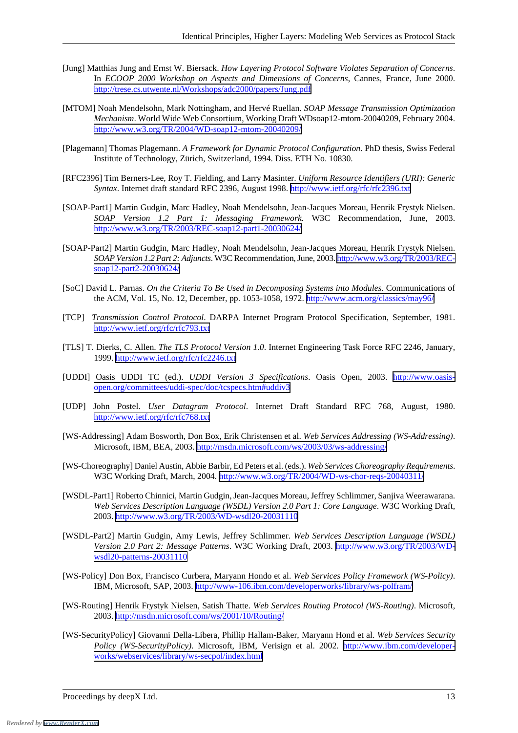[Jung] Matthias Jung and Ernst W. Biersack. *How Layering Protocol Software Violates Separation of Concerns*. In *ECOOP 2000 Workshop on Aspects and Dimensions of Concerns*, Cannes, France, June 2000. http://trese.cs.utwente.nl/Workshops/adc2000/papers/Jung.pdf

[MTOM] Noah Mendelsohn, Mark Nottingham, and Hervé Ruellan. *SOAP Message Transmission Optimization Mechanism*. World Wide Web Consortium, Working Draft WDsoap12-mtom-20040209, February 2004. http://www.w3.org/TR/2004/WD-soap12-mtom-20040209/

[Plagemann] Thomas Plagemann. *A Framework for Dynamic Protocol Configuration*. PhD thesis, Swiss Federal Institute of Technology, Zürich, Switzerland, 1994. Diss. ETH No. 10830.

[RFC2396] Tim Berners-Lee, Roy T. Fielding, and Larry Masinter. *Uniform Resource Identifiers (URI): Generic Syntax*. Internet draft standard RFC 2396, August 1998. http://www.ietf.org/rfc/rfc2396.txt

[SOAP-Part1] Martin Gudgin, Marc Hadley, Noah Mendelsohn, Jean-Jacques Moreau, Henrik Frystyk Nielsen. *SOAP Version 1.2 Part 1: Messaging Framework*. W3C Recommendation, June, 2003. http://www.w3.org/TR/2003/REC-soap12-part1-20030624/

[SOAP-Part2] Martin Gudgin, Marc Hadley, Noah Mendelsohn, Jean-Jacques Moreau, Henrik Frystyk Nielsen. *SOAP Version 1.2 Part 2: Adjuncts*. W3C Recommendation, June, 2003. http://www.w3.org/TR/2003/REC-soap12-part2-20030624/

[SoC] David L. Parnas. *On the Criteria To Be Used in Decomposing Systems into Modules*. Communications of the ACM, Vol. 15, No. 12, December, pp. 1053-1058, 1972. http://www.acm.org/classics/may96/

[TCP] *Transmission Control Protocol*. DARPA Internet Program Protocol Specification, September, 1981. http://www.ietf.org/rfc/rfc793.txt

[TLS] T. Dierks, C. Allen. *The TLS Protocol Version 1.0*. Internet Engineering Task Force RFC 2246, January, 1999. http://www.ietf.org/rfc/rfc2246.txt

[UDDI] Oasis UDDI TC (ed.). *UDDI Version 3 Specifications*. Oasis Open, 2003. http://www.oasis-open.org/committees/uddi-spec/doc/tcspecs.htm#uddiv3

[UDP] John Postel. *User Datagram Protocol*. Internet Draft Standard RFC 768, August, 1980. http://www.ietf.org/rfc/rfc768.txt

[WS-Addressing] Adam Bosworth, Don Box, Erik Christensen et al. *Web Services Addressing (WS-Addressing)*. Microsoft, IBM, BEA, 2003. http://msdn.microsoft.com/ws/2003/03/ws-addressing/

[WS-Choreography] Daniel Austin, Abbie Barbir, Ed Peters et al. (eds.). *Web Services Choreography Requirements*. W3C Working Draft, March, 2004. http://www.w3.org/TR/2004/WD-ws-chor-reqs-20040311/

[WSDL-Part1] Roberto Chinnici, Martin Gudgin, Jean-Jacques Moreau, Jeffrey Schlimmer, Sanjiva Weerawarana. *Web Services Description Language (WSDL) Version 2.0 Part 1: Core Language*. W3C Working Draft, 2003. http://www.w3.org/TR/2003/WD-wsdl20-20031110

[WSDL-Part2] Martin Gudgin, Amy Lewis, Jeffrey Schlimmer. *Web Services Description Language (WSDL) Version 2.0 Part 2: Message Patterns*. W3C Working Draft, 2003. http://www.w3.org/TR/2003/WD-wsdl20-patterns-20031110

[WS-Policy] Don Box, Francisco Curbera, Maryann Hondo et al. *Web Services Policy Framework (WS-Policy)*. IBM, Microsoft, SAP, 2003. http://www-106.ibm.com/developerworks/library/ws-polfram/

[WS-Routing] Henrik Frystyk Nielsen, Satish Thatte. *Web Services Routing Protocol (WS-Routing)*. Microsoft, 2003. http://msdn.microsoft.com/ws/2001/10/Routing/

[WS-SecurityPolicy] Giovanni Della-Libera, Phillip Hallam-Baker, Maryann Hond et al. *Web Services Security Policy (WS-SecurityPolicy)*. Microsoft, IBM, Verisign et al. 2002. http://www.ibm.com/developerworks/webservices/library/ws-secpol/index.html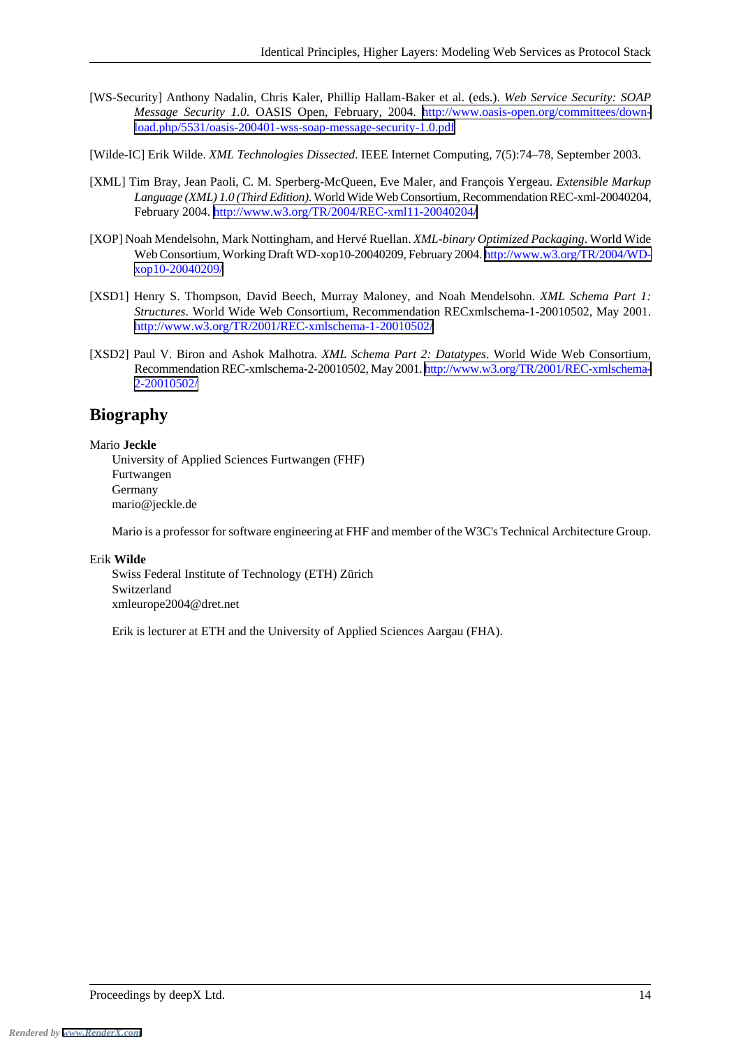[WS-Security] Anthony Nadalin, Chris Kaler, Phillip Hallam-Baker et al. (eds.). *Web Service Security: SOAP Message Security 1.0*. OASIS Open, February, 2004. http://www.oasis-open.org/committees/download.php/5531/oasis-200401-wss-soap-message-security-1.0.pdf

[Wilde-IC] Erik Wilde. *XML Technologies Dissected*. IEEE Internet Computing, 7(5):74–78, September 2003.

[XML] Tim Bray, Jean Paoli, C. M. Sperberg-McQueen, Eve Maler, and François Yergeau. *Extensible Markup Language (XML) 1.0 (Third Edition)*. World Wide Web Consortium, Recommendation REC-xml-20040204, February 2004. http://www.w3.org/TR/2004/REC-xml11-20040204/

[XOP] Noah Mendelsohn, Mark Nottingham, and Hervé Ruellan. *XML-binary Optimized Packaging*. World Wide Web Consortium, Working Draft WD-xop10-20040209, February 2004. http://www.w3.org/TR/2004/WD-xop10-20040209/

[XSD1] Henry S. Thompson, David Beech, Murray Maloney, and Noah Mendelsohn. *XML Schema Part 1: Structures*. World Wide Web Consortium, Recommendation RECxmlschema-1-20010502, May 2001. http://www.w3.org/TR/2001/REC-xmlschema-1-20010502/

[XSD2] Paul V. Biron and Ashok Malhotra. *XML Schema Part 2: Datatypes*. World Wide Web Consortium, Recommendation REC-xmlschema-2-20010502, May 2001. http://www.w3.org/TR/2001/REC-xmlschema-2-20010502/

## Biography

Mario **Jeckle**

University of Applied Sciences Furtwangen (FHF)
Furtwangen
Germany
mario@jeckle.de

Mario is a professor for software engineering at FHF and member of the W3C's Technical Architecture Group.

Erik **Wilde**

Swiss Federal Institute of Technology (ETH) Zürich
Switzerland
xmleurope2004@dret.net

Erik is lecturer at ETH and the University of Applied Sciences Aargau (FHA).